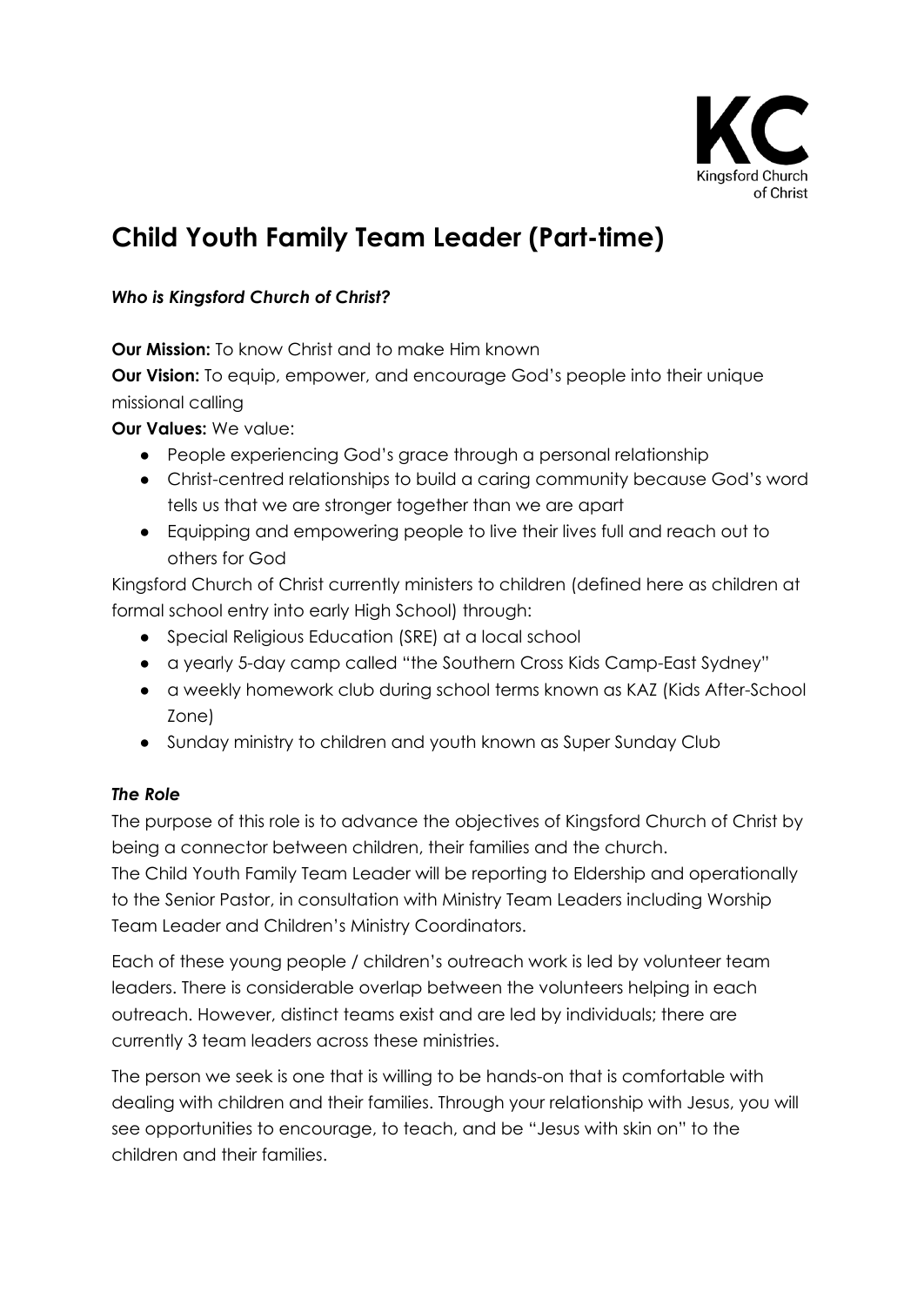KC Kingsford Church of Christ

# Child Youth Family Team Leader (Part-time)

### *Who is Kingsford Church of Christ?*

**Our Mission:** To know Christ and to make Him known

**Our Vision:** To equip, empower, and encourage God's people into their unique missional calling

**Our Values:** We value:

- People experiencing God's grace through a personal relationship
- Christ-centred relationships to build a caring community because God's word tells us that we are stronger together than we are apart
- Equipping and empowering people to live their lives full and reach out to others for God

Kingsford Church of Christ currently ministers to children (defined here as children at formal school entry into early High School) through:

- Special Religious Education (SRE) at a local school
- a yearly 5-day camp called "the Southern Cross Kids Camp-East Sydney"
- a weekly homework club during school terms known as KAZ (Kids After-School Zone)
- Sunday ministry to children and youth known as Super Sunday Club

### *The Role*

The purpose of this role is to advance the objectives of Kingsford Church of Christ by being a connector between children, their families and the church.

The Child Youth Family Team Leader will be reporting to Eldership and operationally to the Senior Pastor, in consultation with Ministry Team Leaders including Worship Team Leader and Children's Ministry Coordinators.

Each of these young people / children's outreach work is led by volunteer team leaders. There is considerable overlap between the volunteers helping in each outreach. However, distinct teams exist and are led by individuals; there are currently 3 team leaders across these ministries.

The person we seek is one that is willing to be hands-on that is comfortable with dealing with children and their families. Through your relationship with Jesus, you will see opportunities to encourage, to teach, and be "Jesus with skin on" to the children and their families.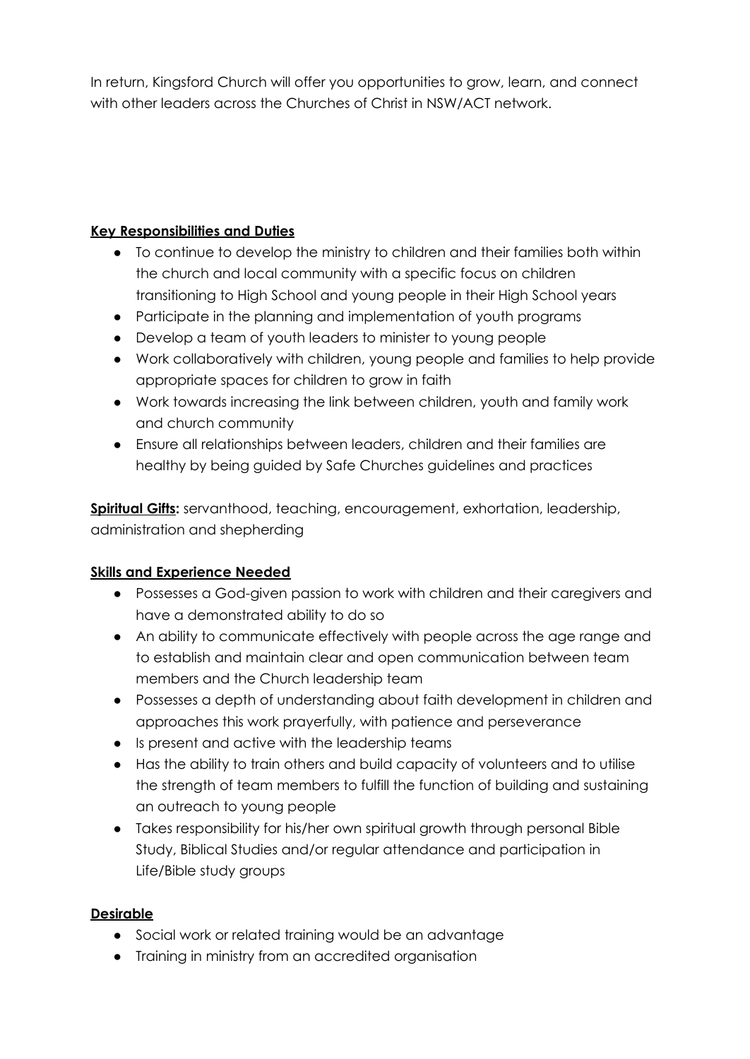In return, Kingsford Church will offer you opportunities to grow, learn, and connect with other leaders across the Churches of Christ in NSW/ACT network.

**Key Responsibilities and Duties**

- To continue to develop the ministry to children and their families both within the church and local community with a specific focus on children transitioning to High School and young people in their High School years
- Participate in the planning and implementation of youth programs
- Develop a team of youth leaders to minister to young people
- Work collaboratively with children, young people and families to help provide appropriate spaces for children to grow in faith
- Work towards increasing the link between children, youth and family work and church community
- Ensure all relationships between leaders, children and their families are healthy by being guided by Safe Churches guidelines and practices

**Spiritual Gifts:** servanthood, teaching, encouragement, exhortation, leadership, administration and shepherding

**Skills and Experience Needed**

- Possesses a God-given passion to work with children and their caregivers and have a demonstrated ability to do so
- An ability to communicate effectively with people across the age range and to establish and maintain clear and open communication between team members and the Church leadership team
- Possesses a depth of understanding about faith development in children and approaches this work prayerfully, with patience and perseverance
- Is present and active with the leadership teams
- Has the ability to train others and build capacity of volunteers and to utilise the strength of team members to fulfill the function of building and sustaining an outreach to young people
- Takes responsibility for his/her own spiritual growth through personal Bible Study, Biblical Studies and/or regular attendance and participation in Life/Bible study groups

**Desirable**

- Social work or related training would be an advantage
- Training in ministry from an accredited organisation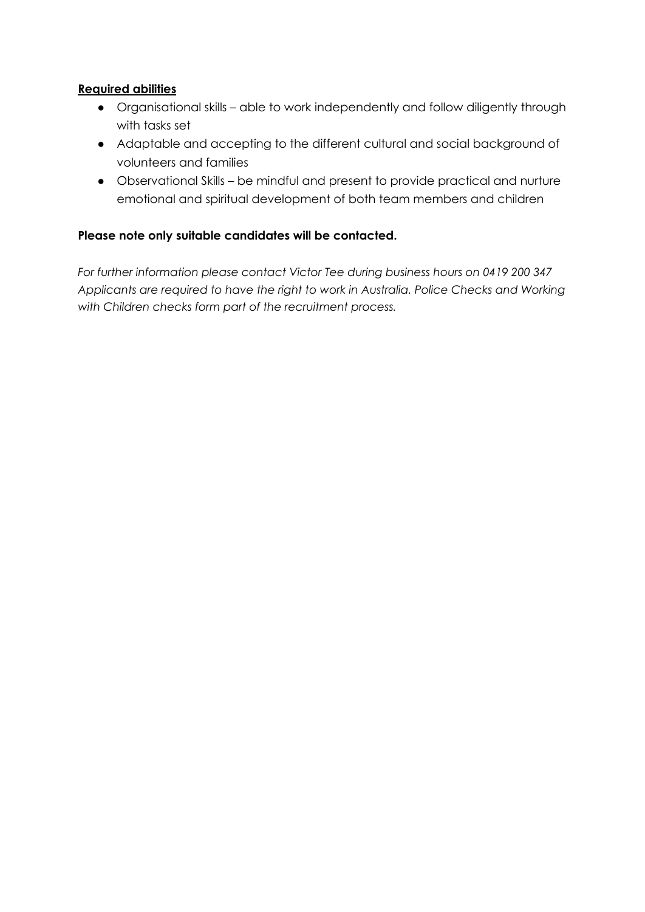**<u>Required abilities</u>**

- Organisational skills – able to work independently and follow diligently through with tasks set
- Adaptable and accepting to the different cultural and social background of volunteers and families
- Observational Skills – be mindful and present to provide practical and nurture emotional and spiritual development of both team members and children

**Please note only suitable candidates will be contacted.**

*For further information please contact Victor Tee during business hours on 0419 200 347 Applicants are required to have the right to work in Australia. Police Checks and Working with Children checks form part of the recruitment process.*